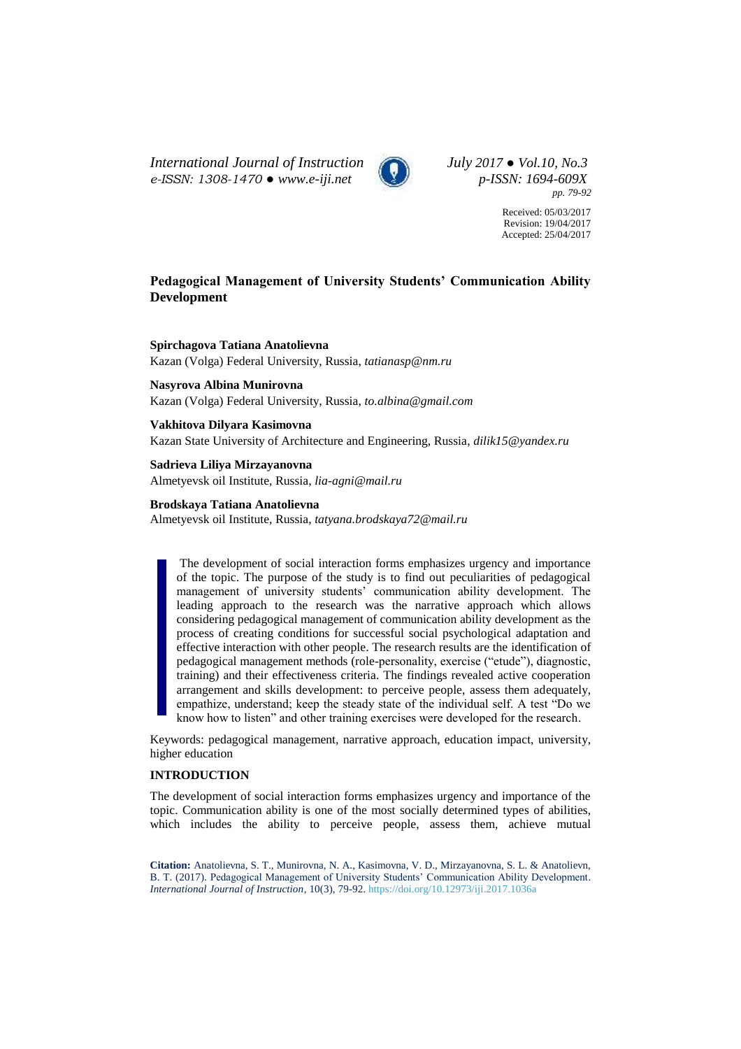# Pedagogical Management of University Students' Communication Ability Development

**Spirchagova Tatiana Anatolievna**
Kazan (Volga) Federal University, Russia, *tatianasp@nm.ru*

**Nasyrova Albina Munirovna**
Kazan (Volga) Federal University, Russia, *to.albina@gmail.com*

**Vakhitova Dilyara Kasimovna**
Kazan State University of Architecture and Engineering, Russia, *dilik15@yandex.ru*

**Sadrieva Liliya Mirzayanovna**
Almetyevsk oil Institute, Russia, *lia-agni@mail.ru*

**Brodskaya Tatiana Anatolievna**
Almetyevsk oil Institute, Russia, *tatyana.brodskaya72@mail.ru*

Received: 05/03/2017
Revision: 19/04/2017
Accepted: 25/04/2017

> The development of social interaction forms emphasizes urgency and importance of the topic. The purpose of the study is to find out peculiarities of pedagogical management of university students' communication ability development. The leading approach to the research was the narrative approach which allows considering pedagogical management of communication ability development as the process of creating conditions for successful social psychological adaptation and effective interaction with other people. The research results are the identification of pedagogical management methods (role-personality, exercise ("etude"), diagnostic, training) and their effectiveness criteria. The findings revealed active cooperation arrangement and skills development: to perceive people, assess them adequately, empathize, understand; keep the steady state of the individual self. A test "Do we know how to listen" and other training exercises were developed for the research.

Keywords: pedagogical management, narrative approach, education impact, university, higher education

## INTRODUCTION

The development of social interaction forms emphasizes urgency and importance of the topic. Communication ability is one of the most socially determined types of abilities, which includes the ability to perceive people, assess them, achieve mutual

**Citation:** Anatolievna, S. T., Munirovna, N. A., Kasimovna, V. D., Mirzayanovna, S. L. & Anatolievn, B. T. (2017). Pedagogical Management of University Students' Communication Ability Development. *International Journal of Instruction*, 10(3), 79-92. https://doi.org/10.12973/iji.2017.1036a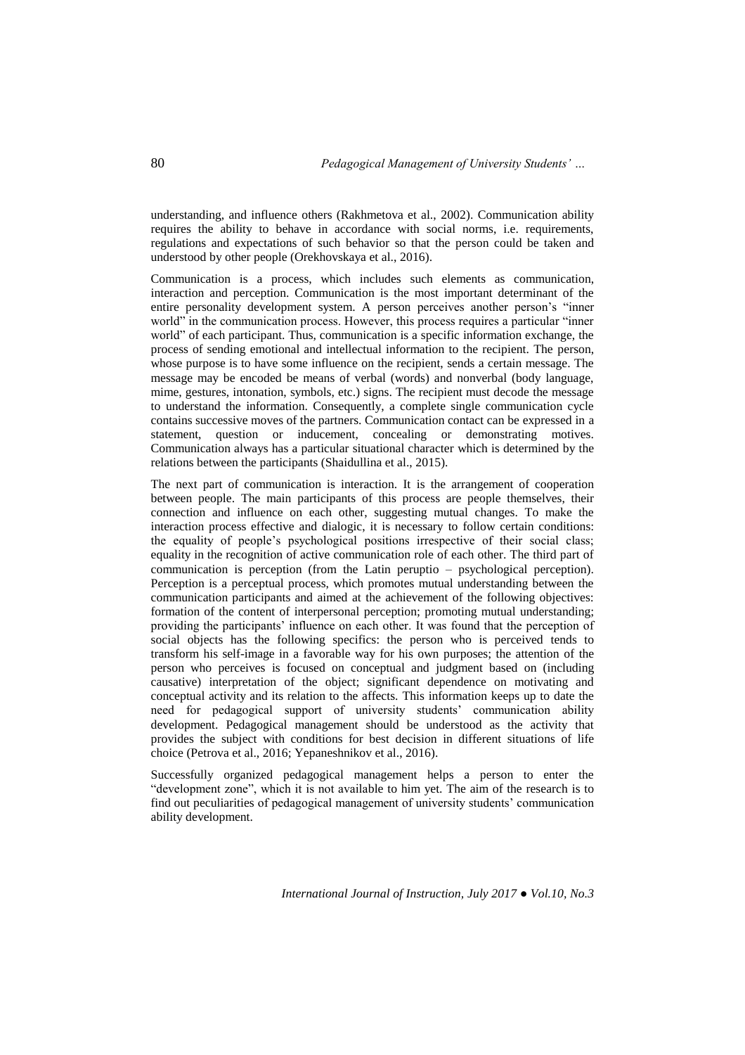understanding, and influence others (Rakhmetova et al., 2002). Communication ability requires the ability to behave in accordance with social norms, i.e. requirements, regulations and expectations of such behavior so that the person could be taken and understood by other people (Orekhovskaya et al., 2016).

Communication is a process, which includes such elements as communication, interaction and perception. Communication is the most important determinant of the entire personality development system. A person perceives another person's "inner world" in the communication process. However, this process requires a particular "inner world" of each participant. Thus, communication is a specific information exchange, the process of sending emotional and intellectual information to the recipient. The person, whose purpose is to have some influence on the recipient, sends a certain message. The message may be encoded be means of verbal (words) and nonverbal (body language, mime, gestures, intonation, symbols, etc.) signs. The recipient must decode the message to understand the information. Consequently, a complete single communication cycle contains successive moves of the partners. Communication contact can be expressed in a statement, question or inducement, concealing or demonstrating motives. Communication always has a particular situational character which is determined by the relations between the participants (Shaidullina et al., 2015).

The next part of communication is interaction. It is the arrangement of cooperation between people. The main participants of this process are people themselves, their connection and influence on each other, suggesting mutual changes. To make the interaction process effective and dialogic, it is necessary to follow certain conditions: the equality of people's psychological positions irrespective of their social class; equality in the recognition of active communication role of each other. The third part of communication is perception (from the Latin peruptio – psychological perception). Perception is a perceptual process, which promotes mutual understanding between the communication participants and aimed at the achievement of the following objectives: formation of the content of interpersonal perception; promoting mutual understanding; providing the participants' influence on each other. It was found that the perception of social objects has the following specifics: the person who is perceived tends to transform his self-image in a favorable way for his own purposes; the attention of the person who perceives is focused on conceptual and judgment based on (including causative) interpretation of the object; significant dependence on motivating and conceptual activity and its relation to the affects. This information keeps up to date the need for pedagogical support of university students' communication ability development. Pedagogical management should be understood as the activity that provides the subject with conditions for best decision in different situations of life choice (Petrova et al., 2016; Yepaneshnikov et al., 2016).

Successfully organized pedagogical management helps a person to enter the "development zone", which it is not available to him yet. The aim of the research is to find out peculiarities of pedagogical management of university students' communication ability development.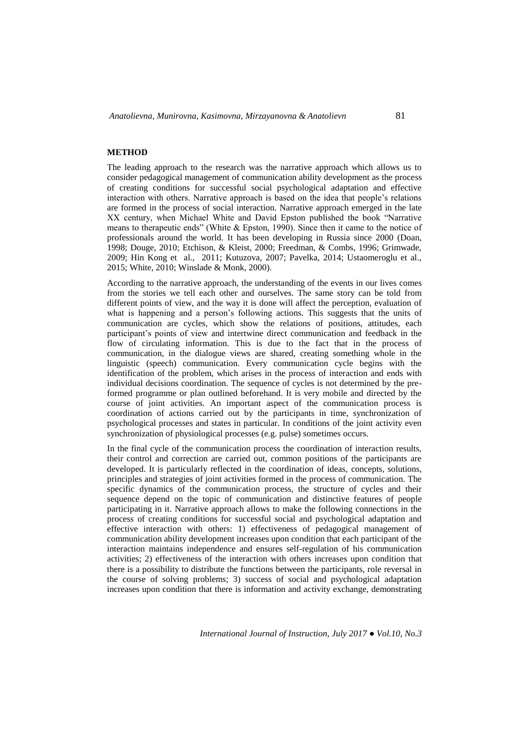## METHOD

The leading approach to the research was the narrative approach which allows us to consider pedagogical management of communication ability development as the process of creating conditions for successful social psychological adaptation and effective interaction with others. Narrative approach is based on the idea that people's relations are formed in the process of social interaction. Narrative approach emerged in the late XX century, when Michael White and David Epston published the book "Narrative means to therapeutic ends" (White & Epston, 1990). Since then it came to the notice of professionals around the world. It has been developing in Russia since 2000 (Doan, 1998; Douge, 2010; Etchison, & Kleist, 2000; Freedman, & Combs, 1996; Grimwade, 2009; Hin Kong et al., 2011; Kutuzova, 2007; Pavelka, 2014; Ustaomeroglu et al., 2015; White, 2010; Winslade & Monk, 2000).

According to the narrative approach, the understanding of the events in our lives comes from the stories we tell each other and ourselves. The same story can be told from different points of view, and the way it is done will affect the perception, evaluation of what is happening and a person's following actions. This suggests that the units of communication are cycles, which show the relations of positions, attitudes, each participant's points of view and intertwine direct communication and feedback in the flow of circulating information. This is due to the fact that in the process of communication, in the dialogue views are shared, creating something whole in the linguistic (speech) communication. Every communication cycle begins with the identification of the problem, which arises in the process of interaction and ends with individual decisions coordination. The sequence of cycles is not determined by the pre-formed programme or plan outlined beforehand. It is very mobile and directed by the course of joint activities. An important aspect of the communication process is coordination of actions carried out by the participants in time, synchronization of psychological processes and states in particular. In conditions of the joint activity even synchronization of physiological processes (e.g. pulse) sometimes occurs.

In the final cycle of the communication process the coordination of interaction results, their control and correction are carried out, common positions of the participants are developed. It is particularly reflected in the coordination of ideas, concepts, solutions, principles and strategies of joint activities formed in the process of communication. The specific dynamics of the communication process, the structure of cycles and their sequence depend on the topic of communication and distinctive features of people participating in it. Narrative approach allows to make the following connections in the process of creating conditions for successful social and psychological adaptation and effective interaction with others: 1) effectiveness of pedagogical management of communication ability development increases upon condition that each participant of the interaction maintains independence and ensures self-regulation of his communication activities; 2) effectiveness of the interaction with others increases upon condition that there is a possibility to distribute the functions between the participants, role reversal in the course of solving problems; 3) success of social and psychological adaptation increases upon condition that there is information and activity exchange, demonstrating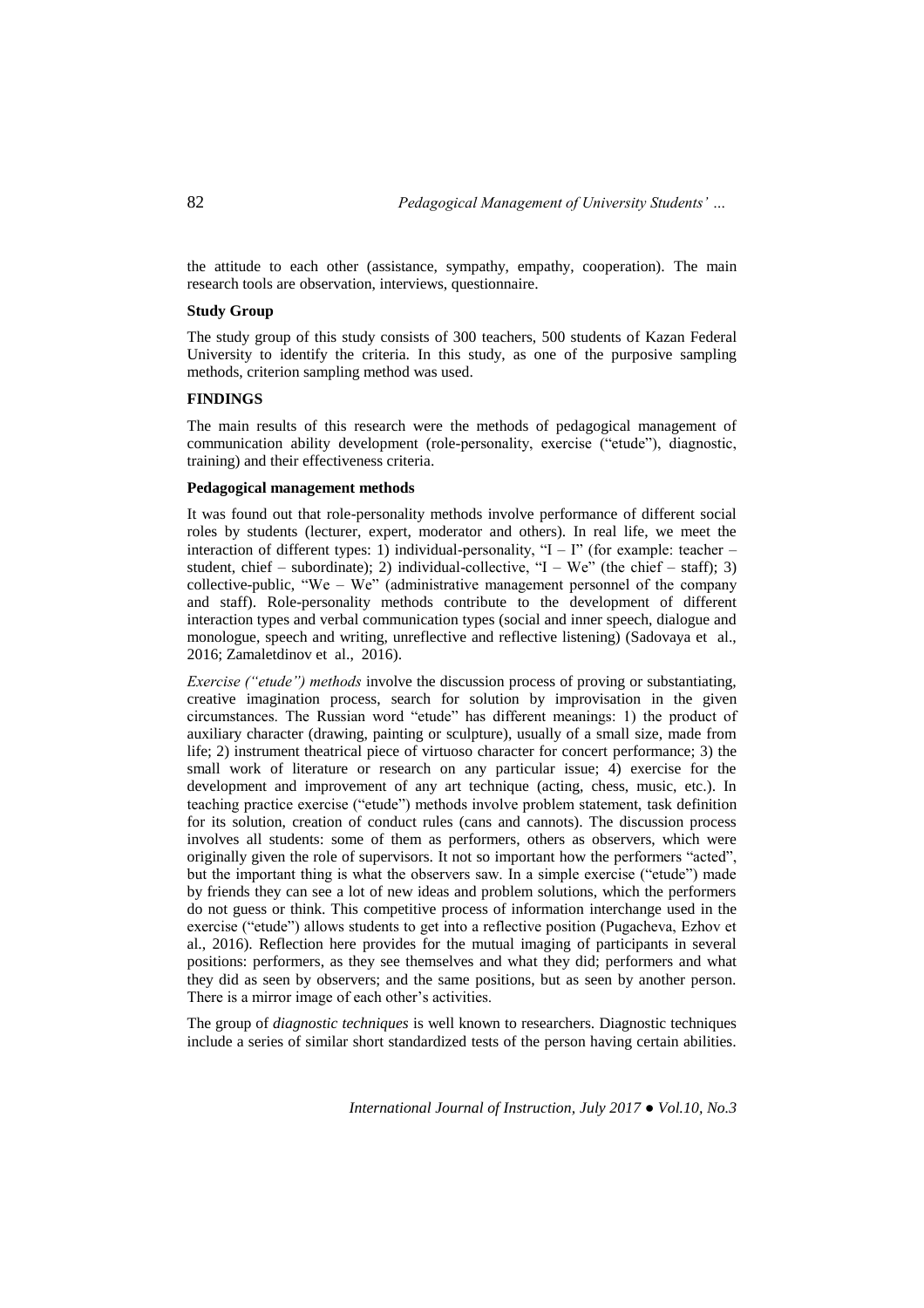the attitude to each other (assistance, sympathy, empathy, cooperation). The main research tools are observation, interviews, questionnaire.

### Study Group

The study group of this study consists of 300 teachers, 500 students of Kazan Federal University to identify the criteria. In this study, as one of the purposive sampling methods, criterion sampling method was used.

## FINDINGS

The main results of this research were the methods of pedagogical management of communication ability development (role-personality, exercise ("etude"), diagnostic, training) and their effectiveness criteria.

### Pedagogical management methods

It was found out that role-personality methods involve performance of different social roles by students (lecturer, expert, moderator and others). In real life, we meet the interaction of different types: 1) individual-personality, "I – I" (for example: teacher – student, chief – subordinate); 2) individual-collective, "I – We" (the chief – staff); 3) collective-public, "We – We" (administrative management personnel of the company and staff). Role-personality methods contribute to the development of different interaction types and verbal communication types (social and inner speech, dialogue and monologue, speech and writing, unreflective and reflective listening) (Sadovaya et al., 2016; Zamaletdinov et al., 2016).

*Exercise ("etude") methods* involve the discussion process of proving or substantiating, creative imagination process, search for solution by improvisation in the given circumstances. The Russian word "etude" has different meanings: 1) the product of auxiliary character (drawing, painting or sculpture), usually of a small size, made from life; 2) instrument theatrical piece of virtuoso character for concert performance; 3) the small work of literature or research on any particular issue; 4) exercise for the development and improvement of any art technique (acting, chess, music, etc.). In teaching practice exercise ("etude") methods involve problem statement, task definition for its solution, creation of conduct rules (cans and cannots). The discussion process involves all students: some of them as performers, others as observers, which were originally given the role of supervisors. It not so important how the performers "acted", but the important thing is what the observers saw. In a simple exercise ("etude") made by friends they can see a lot of new ideas and problem solutions, which the performers do not guess or think. This competitive process of information interchange used in the exercise ("etude") allows students to get into a reflective position (Pugacheva, Ezhov et al., 2016). Reflection here provides for the mutual imaging of participants in several positions: performers, as they see themselves and what they did; performers and what they did as seen by observers; and the same positions, but as seen by another person. There is a mirror image of each other's activities.

The group of *diagnostic techniques* is well known to researchers. Diagnostic techniques include a series of similar short standardized tests of the person having certain abilities.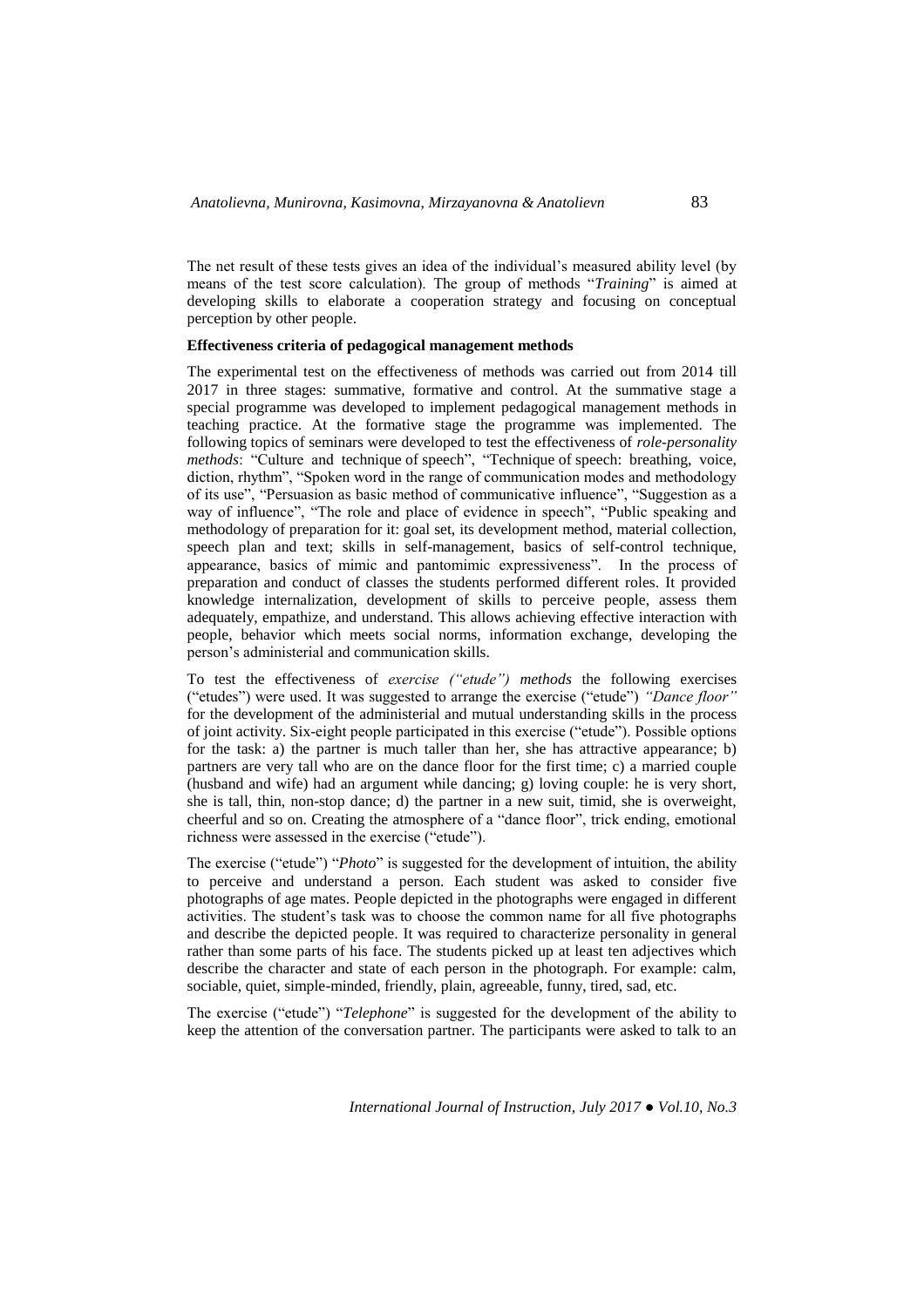The net result of these tests gives an idea of the individual's measured ability level (by means of the test score calculation). The group of methods "*Training*" is aimed at developing skills to elaborate a cooperation strategy and focusing on conceptual perception by other people.

**Effectiveness criteria of pedagogical management methods**

The experimental test on the effectiveness of methods was carried out from 2014 till 2017 in three stages: summative, formative and control. At the summative stage a special programme was developed to implement pedagogical management methods in teaching practice. At the formative stage the programme was implemented. The following topics of seminars were developed to test the effectiveness of *role-personality methods*: "Culture and technique of speech", "Technique of speech: breathing, voice, diction, rhythm", "Spoken word in the range of communication modes and methodology of its use", "Persuasion as basic method of communicative influence", "Suggestion as a way of influence", "The role and place of evidence in speech", "Public speaking and methodology of preparation for it: goal set, its development method, material collection, speech plan and text; skills in self-management, basics of self-control technique, appearance, basics of mimic and pantomimic expressiveness". In the process of preparation and conduct of classes the students performed different roles. It provided knowledge internalization, development of skills to perceive people, assess them adequately, empathize, and understand. This allows achieving effective interaction with people, behavior which meets social norms, information exchange, developing the person's administerial and communication skills.

To test the effectiveness of *exercise ("etude") methods* the following exercises ("etudes") were used. It was suggested to arrange the exercise ("etude") *"Dance floor"* for the development of the administerial and mutual understanding skills in the process of joint activity. Six-eight people participated in this exercise ("etude"). Possible options for the task: a) the partner is much taller than her, she has attractive appearance; b) partners are very tall who are on the dance floor for the first time; c) a married couple (husband and wife) had an argument while dancing; g) loving couple: he is very short, she is tall, thin, non-stop dance; d) the partner in a new suit, timid, she is overweight, cheerful and so on. Creating the atmosphere of a "dance floor", trick ending, emotional richness were assessed in the exercise ("etude").

The exercise ("etude") "*Photo*" is suggested for the development of intuition, the ability to perceive and understand a person. Each student was asked to consider five photographs of age mates. People depicted in the photographs were engaged in different activities. The student's task was to choose the common name for all five photographs and describe the depicted people. It was required to characterize personality in general rather than some parts of his face. The students picked up at least ten adjectives which describe the character and state of each person in the photograph. For example: calm, sociable, quiet, simple-minded, friendly, plain, agreeable, funny, tired, sad, etc.

The exercise ("etude") "*Telephone*" is suggested for the development of the ability to keep the attention of the conversation partner. The participants were asked to talk to an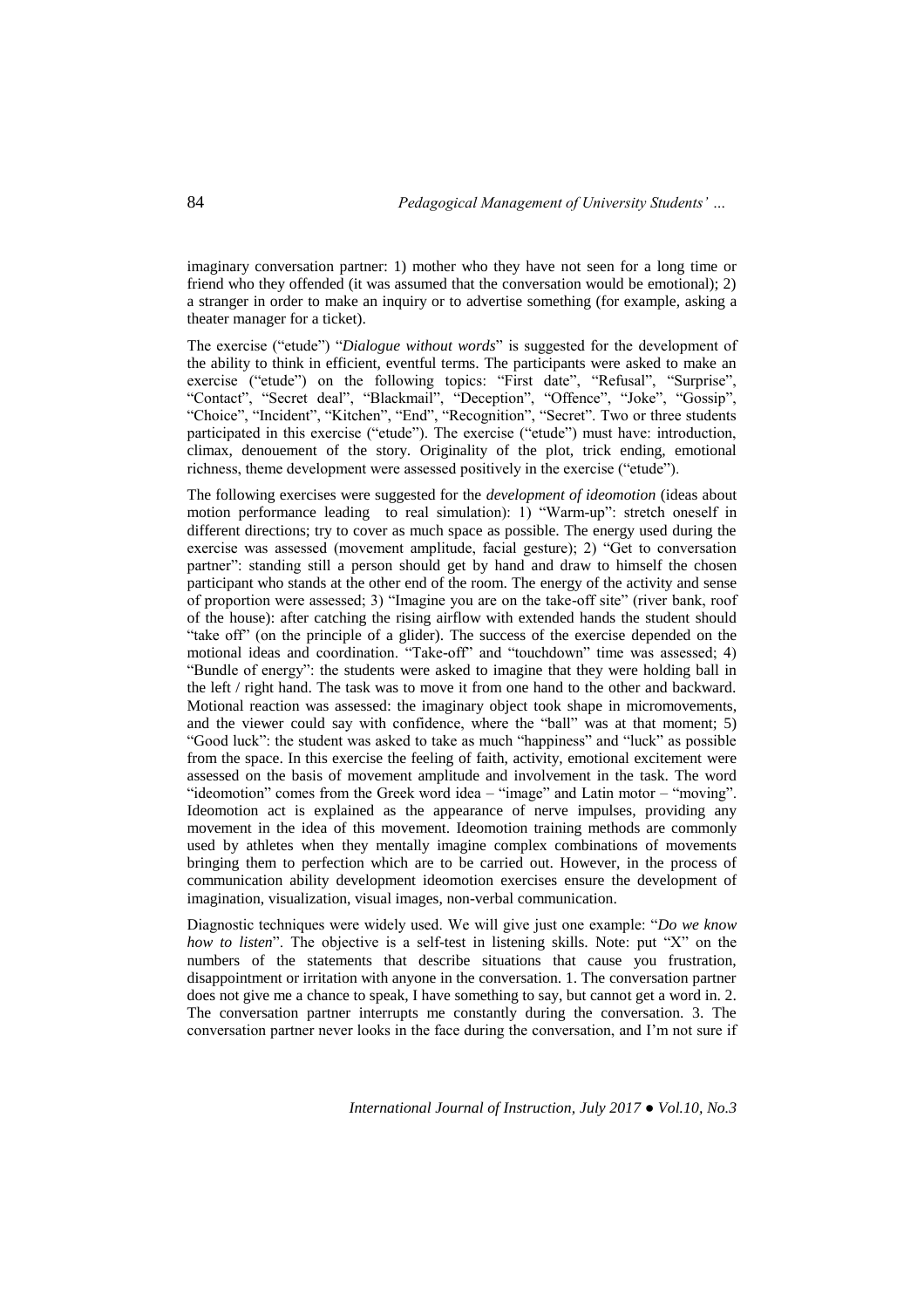imaginary conversation partner: 1) mother who they have not seen for a long time or friend who they offended (it was assumed that the conversation would be emotional); 2) a stranger in order to make an inquiry or to advertise something (for example, asking a theater manager for a ticket).

The exercise ("etude") "*Dialogue without words*" is suggested for the development of the ability to think in efficient, eventful terms. The participants were asked to make an exercise ("etude") on the following topics: "First date", "Refusal", "Surprise", "Contact", "Secret deal", "Blackmail", "Deception", "Offence", "Joke", "Gossip", "Choice", "Incident", "Kitchen", "End", "Recognition", "Secret". Two or three students participated in this exercise ("etude"). The exercise ("etude") must have: introduction, climax, denouement of the story. Originality of the plot, trick ending, emotional richness, theme development were assessed positively in the exercise ("etude").

The following exercises were suggested for the *development of ideomotion* (ideas about motion performance leading to real simulation): 1) "Warm-up": stretch oneself in different directions; try to cover as much space as possible. The energy used during the exercise was assessed (movement amplitude, facial gesture); 2) "Get to conversation partner": standing still a person should get by hand and draw to himself the chosen participant who stands at the other end of the room. The energy of the activity and sense of proportion were assessed; 3) "Imagine you are on the take-off site" (river bank, roof of the house): after catching the rising airflow with extended hands the student should "take off" (on the principle of a glider). The success of the exercise depended on the motional ideas and coordination. "Take-off" and "touchdown" time was assessed; 4) "Bundle of energy": the students were asked to imagine that they were holding ball in the left / right hand. The task was to move it from one hand to the other and backward. Motional reaction was assessed: the imaginary object took shape in micromovements, and the viewer could say with confidence, where the "ball" was at that moment; 5) "Good luck": the student was asked to take as much "happiness" and "luck" as possible from the space. In this exercise the feeling of faith, activity, emotional excitement were assessed on the basis of movement amplitude and involvement in the task. The word "ideomotion" comes from the Greek word idea – "image" and Latin motor – "moving". Ideomotion act is explained as the appearance of nerve impulses, providing any movement in the idea of this movement. Ideomotion training methods are commonly used by athletes when they mentally imagine complex combinations of movements bringing them to perfection which are to be carried out. However, in the process of communication ability development ideomotion exercises ensure the development of imagination, visualization, visual images, non-verbal communication.

Diagnostic techniques were widely used. We will give just one example: "*Do we know how to listen*". The objective is a self-test in listening skills. Note: put "X" on the numbers of the statements that describe situations that cause you frustration, disappointment or irritation with anyone in the conversation. 1. The conversation partner does not give me a chance to speak, I have something to say, but cannot get a word in. 2. The conversation partner interrupts me constantly during the conversation. 3. The conversation partner never looks in the face during the conversation, and I'm not sure if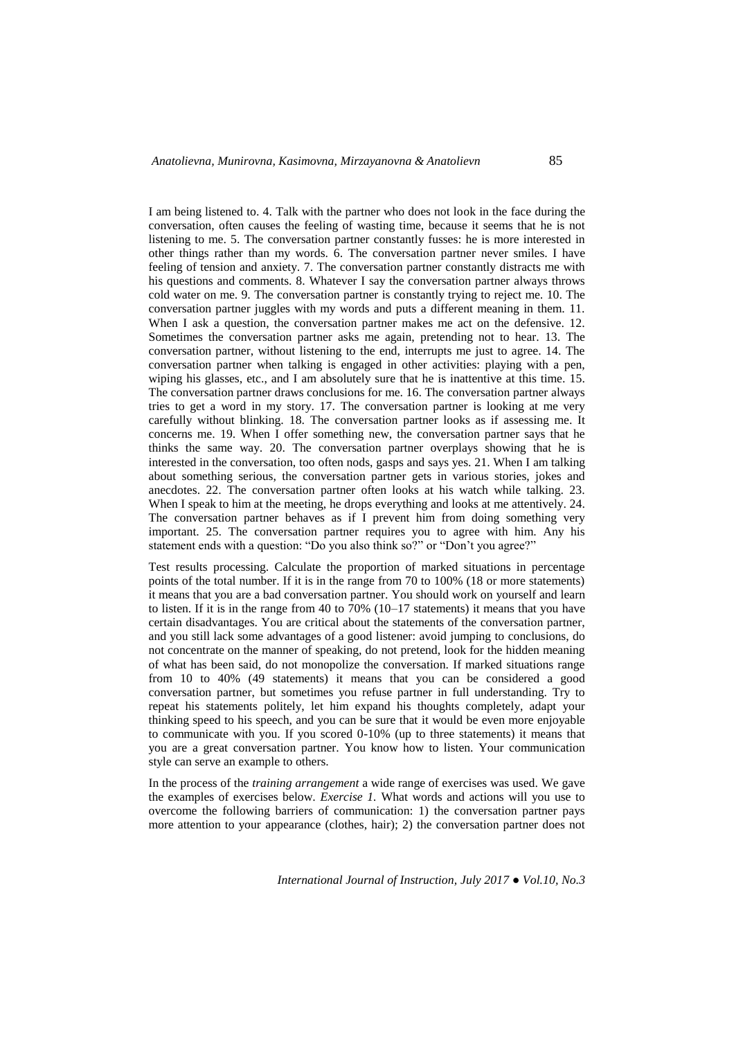I am being listened to. 4. Talk with the partner who does not look in the face during the conversation, often causes the feeling of wasting time, because it seems that he is not listening to me. 5. The conversation partner constantly fusses: he is more interested in other things rather than my words. 6. The conversation partner never smiles. I have feeling of tension and anxiety. 7. The conversation partner constantly distracts me with his questions and comments. 8. Whatever I say the conversation partner always throws cold water on me. 9. The conversation partner is constantly trying to reject me. 10. The conversation partner juggles with my words and puts a different meaning in them. 11. When I ask a question, the conversation partner makes me act on the defensive. 12. Sometimes the conversation partner asks me again, pretending not to hear. 13. The conversation partner, without listening to the end, interrupts me just to agree. 14. The conversation partner when talking is engaged in other activities: playing with a pen, wiping his glasses, etc., and I am absolutely sure that he is inattentive at this time. 15. The conversation partner draws conclusions for me. 16. The conversation partner always tries to get a word in my story. 17. The conversation partner is looking at me very carefully without blinking. 18. The conversation partner looks as if assessing me. It concerns me. 19. When I offer something new, the conversation partner says that he thinks the same way. 20. The conversation partner overplays showing that he is interested in the conversation, too often nods, gasps and says yes. 21. When I am talking about something serious, the conversation partner gets in various stories, jokes and anecdotes. 22. The conversation partner often looks at his watch while talking. 23. When I speak to him at the meeting, he drops everything and looks at me attentively. 24. The conversation partner behaves as if I prevent him from doing something very important. 25. The conversation partner requires you to agree with him. Any his statement ends with a question: "Do you also think so?" or "Don't you agree?"

Test results processing. Calculate the proportion of marked situations in percentage points of the total number. If it is in the range from 70 to 100% (18 or more statements) it means that you are a bad conversation partner. You should work on yourself and learn to listen. If it is in the range from 40 to 70% (10–17 statements) it means that you have certain disadvantages. You are critical about the statements of the conversation partner, and you still lack some advantages of a good listener: avoid jumping to conclusions, do not concentrate on the manner of speaking, do not pretend, look for the hidden meaning of what has been said, do not monopolize the conversation. If marked situations range from 10 to 40% (49 statements) it means that you can be considered a good conversation partner, but sometimes you refuse partner in full understanding. Try to repeat his statements politely, let him expand his thoughts completely, adapt your thinking speed to his speech, and you can be sure that it would be even more enjoyable to communicate with you. If you scored 0-10% (up to three statements) it means that you are a great conversation partner. You know how to listen. Your communication style can serve an example to others.

In the process of the *training arrangement* a wide range of exercises was used. We gave the examples of exercises below. *Exercise 1.* What words and actions will you use to overcome the following barriers of communication: 1) the conversation partner pays more attention to your appearance (clothes, hair); 2) the conversation partner does not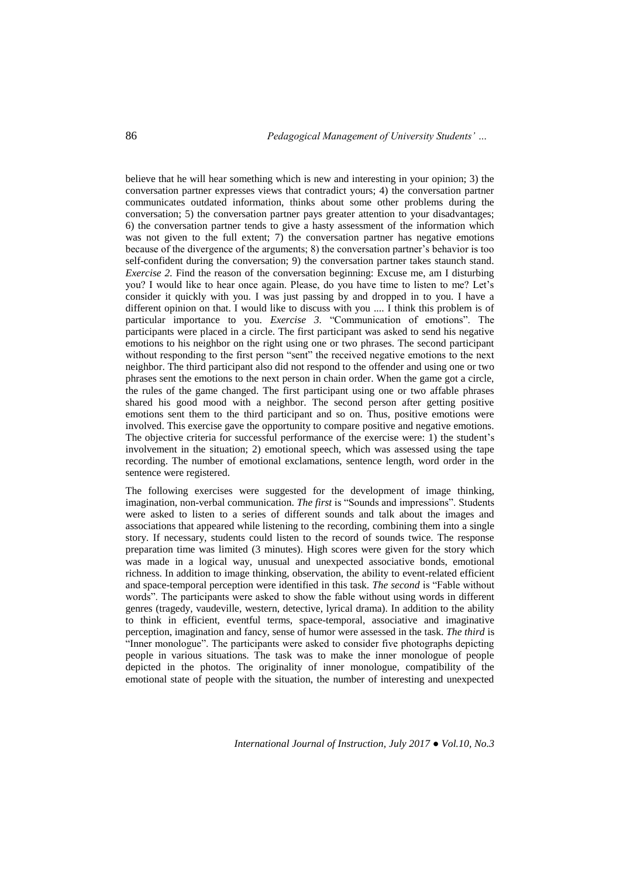believe that he will hear something which is new and interesting in your opinion; 3) the conversation partner expresses views that contradict yours; 4) the conversation partner communicates outdated information, thinks about some other problems during the conversation; 5) the conversation partner pays greater attention to your disadvantages; 6) the conversation partner tends to give a hasty assessment of the information which was not given to the full extent; 7) the conversation partner has negative emotions because of the divergence of the arguments; 8) the conversation partner's behavior is too self-confident during the conversation; 9) the conversation partner takes staunch stand. *Exercise 2.* Find the reason of the conversation beginning: Excuse me, am I disturbing you? I would like to hear once again. Please, do you have time to listen to me? Let's consider it quickly with you. I was just passing by and dropped in to you. I have a different opinion on that. I would like to discuss with you .... I think this problem is of particular importance to you. *Exercise 3.* "Communication of emotions". The participants were placed in a circle. The first participant was asked to send his negative emotions to his neighbor on the right using one or two phrases. The second participant without responding to the first person "sent" the received negative emotions to the next neighbor. The third participant also did not respond to the offender and using one or two phrases sent the emotions to the next person in chain order. When the game got a circle, the rules of the game changed. The first participant using one or two affable phrases shared his good mood with a neighbor. The second person after getting positive emotions sent them to the third participant and so on. Thus, positive emotions were involved. This exercise gave the opportunity to compare positive and negative emotions. The objective criteria for successful performance of the exercise were: 1) the student's involvement in the situation; 2) emotional speech, which was assessed using the tape recording. The number of emotional exclamations, sentence length, word order in the sentence were registered.

The following exercises were suggested for the development of image thinking, imagination, non-verbal communication. *The first* is "Sounds and impressions". Students were asked to listen to a series of different sounds and talk about the images and associations that appeared while listening to the recording, combining them into a single story. If necessary, students could listen to the record of sounds twice. The response preparation time was limited (3 minutes). High scores were given for the story which was made in a logical way, unusual and unexpected associative bonds, emotional richness. In addition to image thinking, observation, the ability to event-related efficient and space-temporal perception were identified in this task. *The second* is "Fable without words". The participants were asked to show the fable without using words in different genres (tragedy, vaudeville, western, detective, lyrical drama). In addition to the ability to think in efficient, eventful terms, space-temporal, associative and imaginative perception, imagination and fancy, sense of humor were assessed in the task. *The third* is "Inner monologue". The participants were asked to consider five photographs depicting people in various situations. The task was to make the inner monologue of people depicted in the photos. The originality of inner monologue, compatibility of the emotional state of people with the situation, the number of interesting and unexpected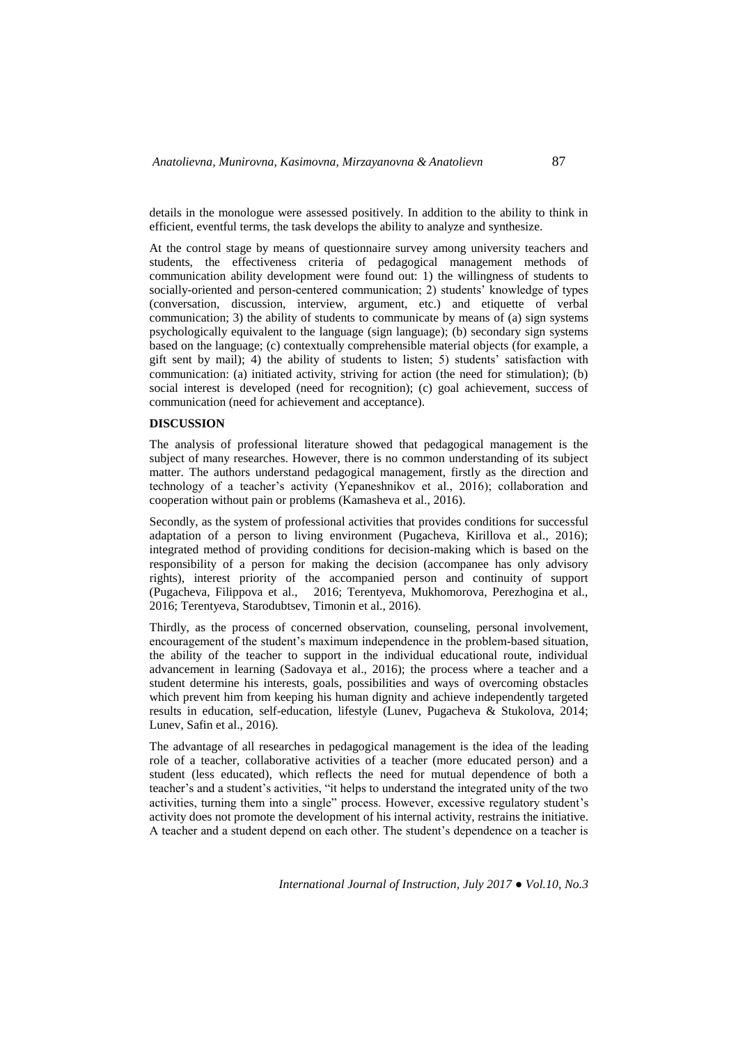details in the monologue were assessed positively. In addition to the ability to think in efficient, eventful terms, the task develops the ability to analyze and synthesize.

At the control stage by means of questionnaire survey among university teachers and students, the effectiveness criteria of pedagogical management methods of communication ability development were found out: 1) the willingness of students to socially-oriented and person-centered communication; 2) students' knowledge of types (conversation, discussion, interview, argument, etc.) and etiquette of verbal communication; 3) the ability of students to communicate by means of (a) sign systems psychologically equivalent to the language (sign language); (b) secondary sign systems based on the language; (c) contextually comprehensible material objects (for example, a gift sent by mail); 4) the ability of students to listen; 5) students' satisfaction with communication: (a) initiated activity, striving for action (the need for stimulation); (b) social interest is developed (need for recognition); (c) goal achievement, success of communication (need for achievement and acceptance).

## DISCUSSION

The analysis of professional literature showed that pedagogical management is the subject of many researches. However, there is no common understanding of its subject matter. The authors understand pedagogical management, firstly as the direction and technology of a teacher's activity (Yepaneshnikov et al., 2016); collaboration and cooperation without pain or problems (Kamasheva et al., 2016).

Secondly, as the system of professional activities that provides conditions for successful adaptation of a person to living environment (Pugacheva, Kirillova et al., 2016); integrated method of providing conditions for decision-making which is based on the responsibility of a person for making the decision (accompanee has only advisory rights), interest priority of the accompanied person and continuity of support (Pugacheva, Filippova et al., 2016; Terentyeva, Mukhomorova, Perezhogina et al., 2016; Terentyeva, Starodubtsev, Timonin et al., 2016).

Thirdly, as the process of concerned observation, counseling, personal involvement, encouragement of the student's maximum independence in the problem-based situation, the ability of the teacher to support in the individual educational route, individual advancement in learning (Sadovaya et al., 2016); the process where a teacher and a student determine his interests, goals, possibilities and ways of overcoming obstacles which prevent him from keeping his human dignity and achieve independently targeted results in education, self-education, lifestyle (Lunev, Pugacheva & Stukolova, 2014; Lunev, Safin et al., 2016).

The advantage of all researches in pedagogical management is the idea of the leading role of a teacher, collaborative activities of a teacher (more educated person) and a student (less educated), which reflects the need for mutual dependence of both a teacher's and a student's activities, "it helps to understand the integrated unity of the two activities, turning them into a single" process. However, excessive regulatory student's activity does not promote the development of his internal activity, restrains the initiative. A teacher and a student depend on each other. The student's dependence on a teacher is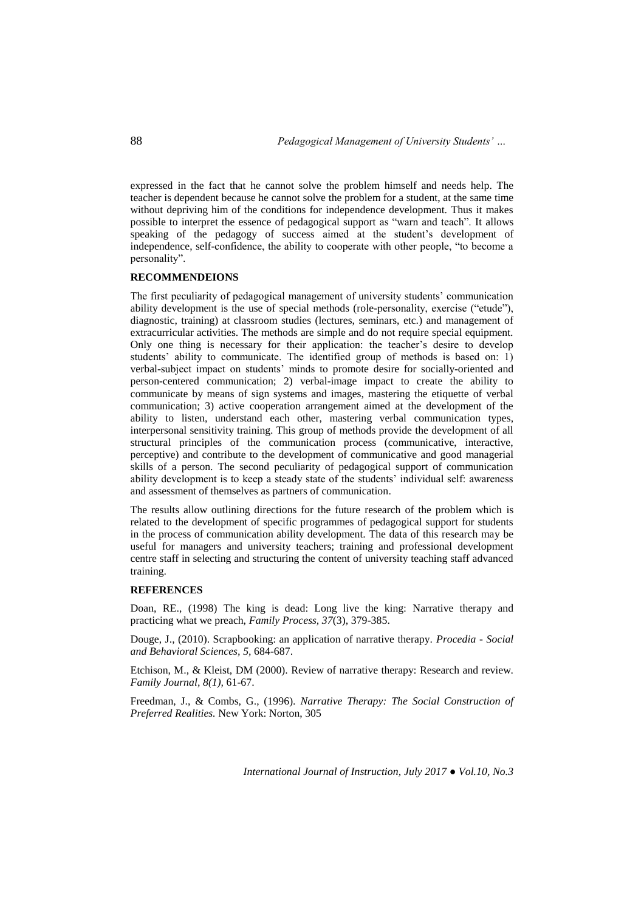expressed in the fact that he cannot solve the problem himself and needs help. The teacher is dependent because he cannot solve the problem for a student, at the same time without depriving him of the conditions for independence development. Thus it makes possible to interpret the essence of pedagogical support as "warn and teach". It allows speaking of the pedagogy of success aimed at the student's development of independence, self-confidence, the ability to cooperate with other people, "to become a personality".

## RECOMMENDEIONS

The first peculiarity of pedagogical management of university students' communication ability development is the use of special methods (role-personality, exercise ("etude"), diagnostic, training) at classroom studies (lectures, seminars, etc.) and management of extracurricular activities. The methods are simple and do not require special equipment. Only one thing is necessary for their application: the teacher's desire to develop students' ability to communicate. The identified group of methods is based on: 1) verbal-subject impact on students' minds to promote desire for socially-oriented and person-centered communication; 2) verbal-image impact to create the ability to communicate by means of sign systems and images, mastering the etiquette of verbal communication; 3) active cooperation arrangement aimed at the development of the ability to listen, understand each other, mastering verbal communication types, interpersonal sensitivity training. This group of methods provide the development of all structural principles of the communication process (communicative, interactive, perceptive) and contribute to the development of communicative and good managerial skills of a person. The second peculiarity of pedagogical support of communication ability development is to keep a steady state of the students' individual self: awareness and assessment of themselves as partners of communication.

The results allow outlining directions for the future research of the problem which is related to the development of specific programmes of pedagogical support for students in the process of communication ability development. The data of this research may be useful for managers and university teachers; training and professional development centre staff in selecting and structuring the content of university teaching staff advanced training.

## REFERENCES

Doan, RE., (1998) The king is dead: Long live the king: Narrative therapy and practicing what we preach, *Family Process, 37*(3), 379-385.

Douge, J., (2010). Scrapbooking: an application of narrative therapy. *Procedia - Social and Behavioral Sciences, 5*, 684-687.

Etchison, M., & Kleist, DM (2000). Review of narrative therapy: Research and review. *Family Journal, 8(1),* 61-67.

Freedman, J., & Combs, G., (1996). *Narrative Therapy: The Social Construction of Preferred Realities.* New York: Norton, 305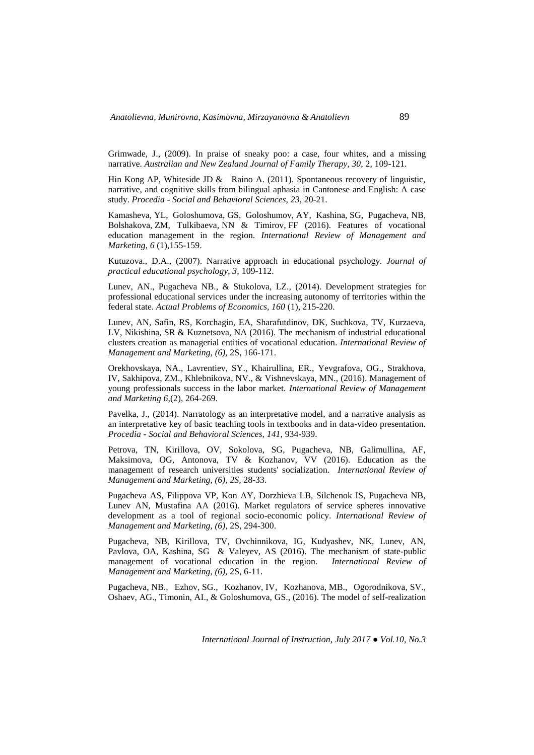Grimwade, J., (2009). In praise of sneaky poo: a case, four whites, and a missing narrative. *Australian and New Zealand Journal of Family Therapy, 30,* 2, 109-121.

Hin Kong AP, Whiteside JD & Raino A. (2011). Spontaneous recovery of linguistic, narrative, and cognitive skills from bilingual aphasia in Cantonese and English: A case study. *Procedia - Social and Behavioral Sciences, 23,* 20-21.

Kamasheva, YL, Goloshumova, GS, Goloshumov, AY, Kashina, SG, Pugacheva, NB, Bolshakova, ZM, Tulkibaeva, NN & Timirov, FF (2016). Features of vocational education management in the region. *International Review of Management and Marketing, 6* (1),155-159.

Kutuzova., D.A., (2007). Narrative approach in educational psychology. *Journal of practical educational psychology, 3,* 109-112.

Lunev, AN., Pugacheva NB., & Stukolova, LZ., (2014). Development strategies for professional educational services under the increasing autonomy of territories within the federal state. *Actual Problems of Economics, 160* (1), 215-220.

Lunev, AN, Safin, RS, Korchagin, EA, Sharafutdinov, DK, Suchkova, TV, Kurzaeva, LV, Nikishina, SR & Kuznetsova, NA (2016). The mechanism of industrial educational clusters creation as managerial entities of vocational education. *International Review of Management and Marketing, (6),* 2S, 166-171.

Orekhovskaya, NA., Lavrentiev, SY., Khairullina, ER., Yevgrafova, OG., Strakhova, IV, Sakhipova, ZM., Khlebnikova, NV., & Vishnevskaya, MN., (2016). Management of young professionals success in the labor market. *International Review of Management and Marketing 6,*(2), 264-269.

Pavelka, J., (2014). Narratology as an interpretative model, and a narrative analysis as an interpretative key of basic teaching tools in textbooks and in data-video presentation. *Procedia - Social and Behavioral Sciences, 141,* 934-939.

Petrova, TN, Kirillova, OV, Sokolova, SG, Pugacheva, NB, Galimullina, AF, Maksimova, OG, Antonova, TV & Kozhanov, VV (2016). Education as the management of research universities students' socialization. *International Review of Management and Marketing, (6), 2S,* 28-33.

Pugacheva AS, Filippova VP, Kon AY, Dorzhieva LB, Silchenok IS, Pugacheva NB, Lunev AN, Mustafina AA (2016). Market regulators of service spheres innovative development as a tool of regional socio-economic policy. *International Review of Management and Marketing, (6),* 2S, 294-300.

Pugacheva, NB, Kirillova, TV, Ovchinnikova, IG, Kudyashev, NK, Lunev, AN, Pavlova, OA, Kashina, SG & Valeyev, AS (2016). The mechanism of state-public management of vocational education in the region. *International Review of Management and Marketing, (6),* 2S, 6-11.

Pugacheva, NB., Ezhov, SG., Kozhanov, IV, Kozhanova, MB., Ogorodnikova, SV., Oshaev, AG., Timonin, AI., & Goloshumova, GS., (2016). The model of self-realization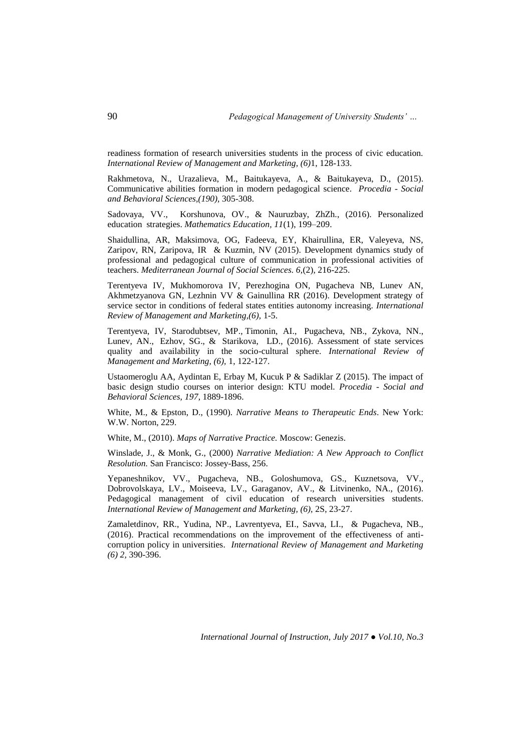readiness formation of research universities students in the process of civic education. *International Review of Management and Marketing, (6)*1, 128-133.

Rakhmetova, N., Urazalieva, M., Baitukayeva, A., & Baitukayeva, D., (2015). Communicative abilities formation in modern pedagogical science. *Procedia - Social and Behavioral Sciences,(190),* 305-308.

Sadovaya, VV., Korshunova, OV., & Nauruzbay, ZhZh., (2016). Personalized education strategies. *Mathematics Education, 11*(1), 199–209.

Shaidullina, AR, Maksimova, OG, Fadeeva, EY, Khairullina, ER, Valeyeva, NS, Zaripov, RN, Zaripova, IR & Kuzmin, NV (2015). Development dynamics study of professional and pedagogical culture of communication in professional activities of teachers. *Mediterranean Journal of Social Sciences. 6,*(2), 216-225.

Terentyeva IV, Mukhomorova IV, Perezhogina ON, Pugacheva NB, Lunev AN, Akhmetzyanova GN, Lezhnin VV & Gainullina RR (2016). Development strategy of service sector in conditions of federal states entities autonomy increasing. *International Review of Management and Marketing,(6),* 1-5.

Terentyeva, IV, Starodubtsev, MP., Timonin, AI., Pugacheva, NB., Zykova, NN., Lunev, AN., Ezhov, SG., & Starikova, LD., (2016). Assessment of state services quality and availability in the socio-cultural sphere. *International Review of Management and Marketing, (6),* 1, 122-127.

Ustaomeroglu AA, Aydintan E, Erbay M, Kucuk P & Sadiklar Z (2015). The impact of basic design studio courses on interior design: KTU model. *Procedia - Social and Behavioral Sciences, 197,* 1889-1896.

White, M., & Epston, D., (1990). *Narrative Means to Therapeutic Ends*. New York: W.W. Norton, 229.

White, M., (2010). *Maps of Narrative Practice.* Moscow: Genezis.

Winslade, J., & Monk, G., (2000) *Narrative Mediation: A New Approach to Conflict Resolution.* San Francisco: Jossey-Bass, 256.

Yepaneshnikov, VV., Pugacheva, NB., Goloshumova, GS., Kuznetsova, VV., Dobrovolskaya, LV., Moiseeva, LV., Garaganov, AV., & Litvinenko, NA., (2016). Pedagogical management of civil education of research universities students. *International Review of Management and Marketing, (6),* 2S, 23-27.

Zamaletdinov, RR., Yudina, NP., Lavrentyeva, EI., Savva, LI., & Pugacheva, NB., (2016). Practical recommendations on the improvement of the effectiveness of anti-corruption policy in universities. *International Review of Management and Marketing (6) 2,* 390-396.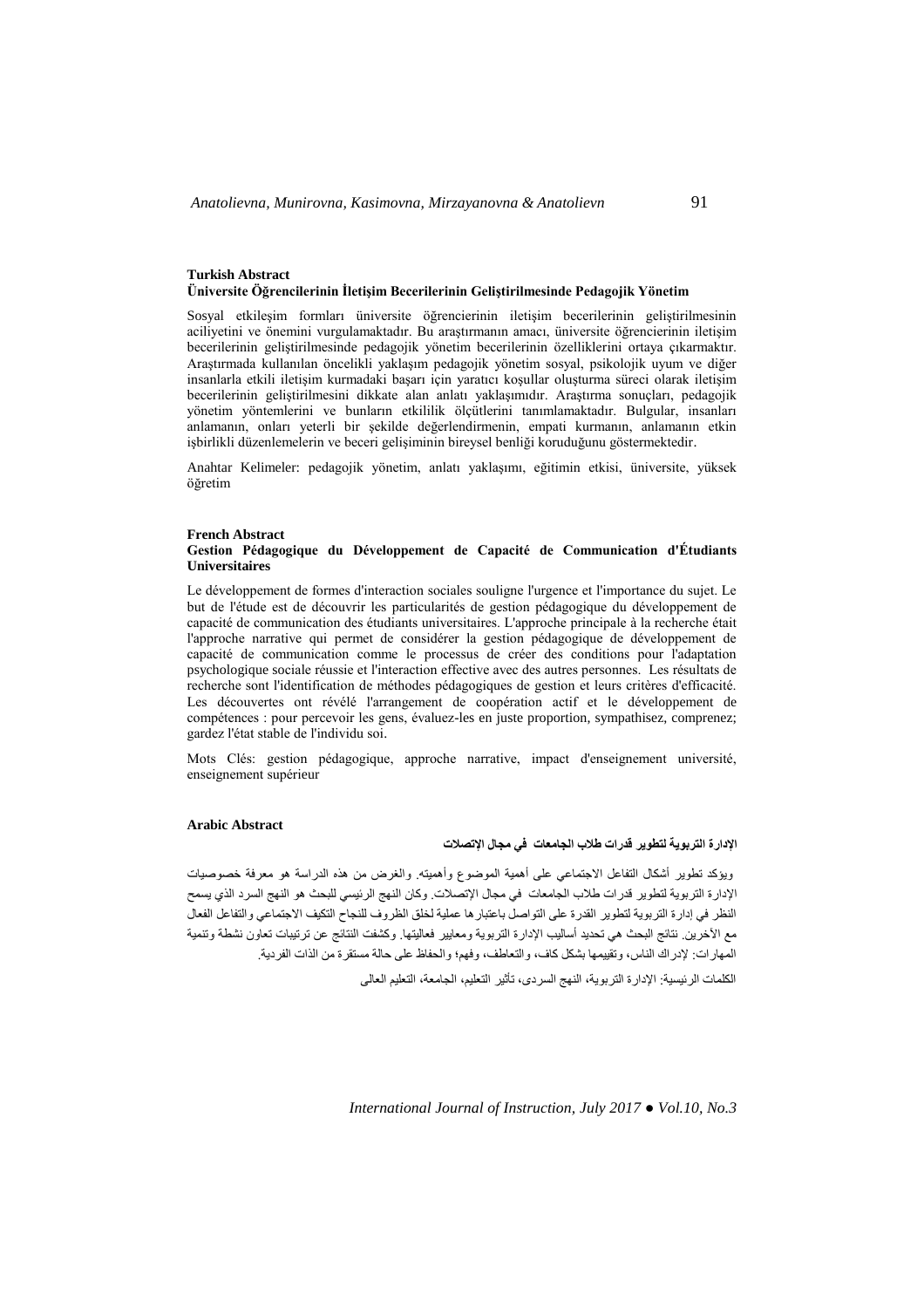**Turkish Abstract**

**Üniversite Öğrencilerinin İletişim Becerilerinin Geliştirilmesinde Pedagojik Yönetim**

Sosyal etkileşim formları üniversite öğrencilerinin iletişim becerilerinin geliştirilmesinin aciliyetini ve önemini vurgulamaktadır. Bu araştırmanın amacı, üniversite öğrencilerinin iletişim becerilerinin geliştirilmesinde pedagojik yönetim becerilerinin özelliklerini ortaya çıkarmaktır. Araştırmada kullanılan öncelikli yaklaşım pedagojik yönetim sosyal, psikolojik uyum ve diğer insanlarla etkili iletişim kurmadaki başarı için yaratıcı koşullar oluşturma süreci olarak iletişim becerilerinin geliştirilmesini dikkate alan anlatı yaklaşımıdır. Araştırma sonuçları, pedagojik yönetim yöntemlerini ve bunların etkililik ölçütlerini tanımlamaktadır. Bulgular, insanları anlamanın, onları yeterli bir şekilde değerlendirmenin, empati kurmanın, anlamanın etkin işbirlikli düzenlemelerin ve beceri gelişiminin bireysel benliği koruduğunu göstermektedir.

Anahtar Kelimeler: pedagojik yönetim, anlatı yaklaşımı, eğitimin etkisi, üniversite, yüksek öğretim

**French Abstract**

**Gestion Pédagogique du Développement de Capacité de Communication d'Étudiants Universitaires**

Le développement de formes d'interaction sociales souligne l'urgence et l'importance du sujet. Le but de l'étude est de découvrir les particularités de gestion pédagogique du développement de capacité de communication des étudiants universitaires. L'approche principale à la recherche était l'approche narrative qui permet de considérer la gestion pédagogique de développement de capacité de communication comme le processus de créer des conditions pour l'adaptation psychologique sociale réussie et l'interaction effective avec des autres personnes. Les résultats de recherche sont l'identification de méthodes pédagogiques de gestion et leurs critères d'efficacité. Les découvertes ont révélé l'arrangement de coopération actif et le développement de compétences : pour percevoir les gens, évaluez-les en juste proportion, sympathisez, comprenez; gardez l'état stable de l'individu soi.

Mots Clés: gestion pédagogique, approche narrative, impact d'enseignement université, enseignement supérieur

**Arabic Abstract**

**الإدارة التربوية لتطوير قدرات طلاب الجامعات في مجال الإتصلات**

ويؤكد تطوير أشكال التفاعل الاجتماعي على أهمية الموضوع وأهميته. والغرض من هذه الدراسة هو معرفة خصوصيات الإدارة التربوية لتطوير قدرات طلاب الجامعات في مجال الإتصلات. وكان النهج الرئيسي للبحث هو النهج السرد الذي يسمح النظر في إدارة التربوية لتطوير القدرة على التواصل باعتبارها عملية لخلق الظروف للنجاح التكيف الاجتماعي والتفاعل الفعال مع الآخرين. نتائج البحث هي تحديد أساليب الإدارة التربوية ومعايير فعاليتها. وكشفت النتائج عن ترتيبات تعاون نشطة وتنمية المهارات: لإدراك الناس، وتقييمها بشكل كاف، والتعاطف، وفهم؛ والحفاظ على حالة مستقرة من الذات الفردية.

الكلمات الرئيسية: الإدارة التربوية، النهج السردى، تأثير التعليم، الجامعة، التعليم العالى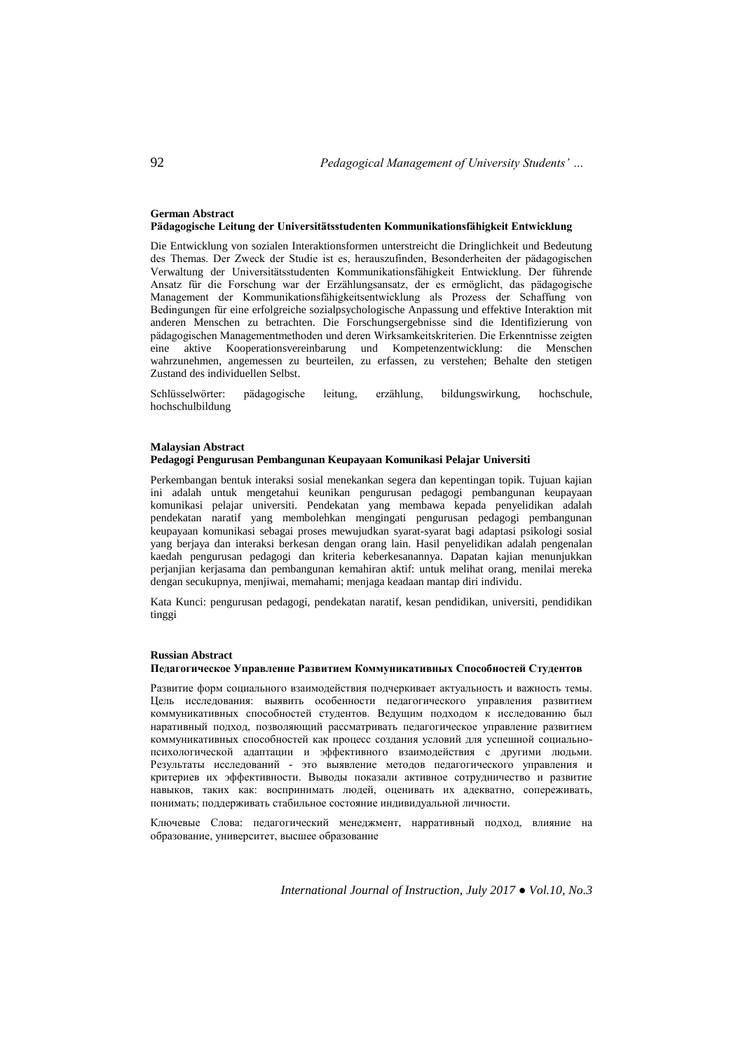**German Abstract**

**Pädagogische Leitung der Universitätsstudenten Kommunikationsfähigkeit Entwicklung**

Die Entwicklung von sozialen Interaktionsformen unterstreicht die Dringlichkeit und Bedeutung des Themas. Der Zweck der Studie ist es, herauszufinden, Besonderheiten der pädagogischen Verwaltung der Universitätsstudenten Kommunikationsfähigkeit Entwicklung. Der führende Ansatz für die Forschung war der Erzählungsansatz, der es ermöglicht, das pädagogische Management der Kommunikationsfähigkeitsentwicklung als Prozess der Schaffung von Bedingungen für eine erfolgreiche sozialpsychologische Anpassung und effektive Interaktion mit anderen Menschen zu betrachten. Die Forschungsergebnisse sind die Identifizierung von pädagogischen Managementmethoden und deren Wirksamkeitskriterien. Die Erkenntnisse zeigten eine aktive Kooperationsvereinbarung und Kompetenzentwicklung: die Menschen wahrzunehmen, angemessen zu beurteilen, zu erfassen, zu verstehen; Behalte den stetigen Zustand des individuellen Selbst.

Schlüsselwörter: pädagogische leitung, erzählung, bildungswirkung, hochschule, hochschulbildung

**Malaysian Abstract**

**Pedagogi Pengurusan Pembangunan Keupayaan Komunikasi Pelajar Universiti**

Perkembangan bentuk interaksi sosial menekankan segera dan kepentingan topik. Tujuan kajian ini adalah untuk mengetahui keunikan pengurusan pedagogi pembangunan keupayaan komunikasi pelajar universiti. Pendekatan yang membawa kepada penyelidikan adalah pendekatan naratif yang membolehkan mengingati pengurusan pedagogi pembangunan keupayaan komunikasi sebagai proses mewujudkan syarat-syarat bagi adaptasi psikologi sosial yang berjaya dan interaksi berkesan dengan orang lain. Hasil penyelidikan adalah pengenalan kaedah pengurusan pedagogi dan kriteria keberkesanannya. Dapatan kajian menunjukkan perjanjian kerjasama dan pembangunan kemahiran aktif: untuk melihat orang, menilai mereka dengan secukupnya, menjiwai, memahami; menjaga keadaan mantap diri individu.

Kata Kunci: pengurusan pedagogi, pendekatan naratif, kesan pendidikan, universiti, pendidikan tinggi

**Russian Abstract**

**Педагогическое Управление Развитием Коммуникативных Способностей Студентов**

Развитие форм социального взаимодействия подчеркивает актуальность и важность темы. Цель исследования: выявить особенности педагогического управления развитием коммуникативных способностей студентов. Ведущим подходом к исследованию был нарративный подход, позволяющий рассматривать педагогическое управление развитием коммуникативных способностей как процесс создания условий для успешной социально-психологической адаптации и эффективного взаимодействия с другими людьми. Результаты исследований - это выявление методов педагогического управления и критериев их эффективности. Выводы показали активное сотрудничество и развитие навыков, таких как: воспринимать людей, оценивать их адекватно, сопереживать, понимать; поддерживать стабильное состояние индивидуальной личности.

Ключевые Слова: педагогический менеджмент, нарративный подход, влияние на образование, университет, высшее образование